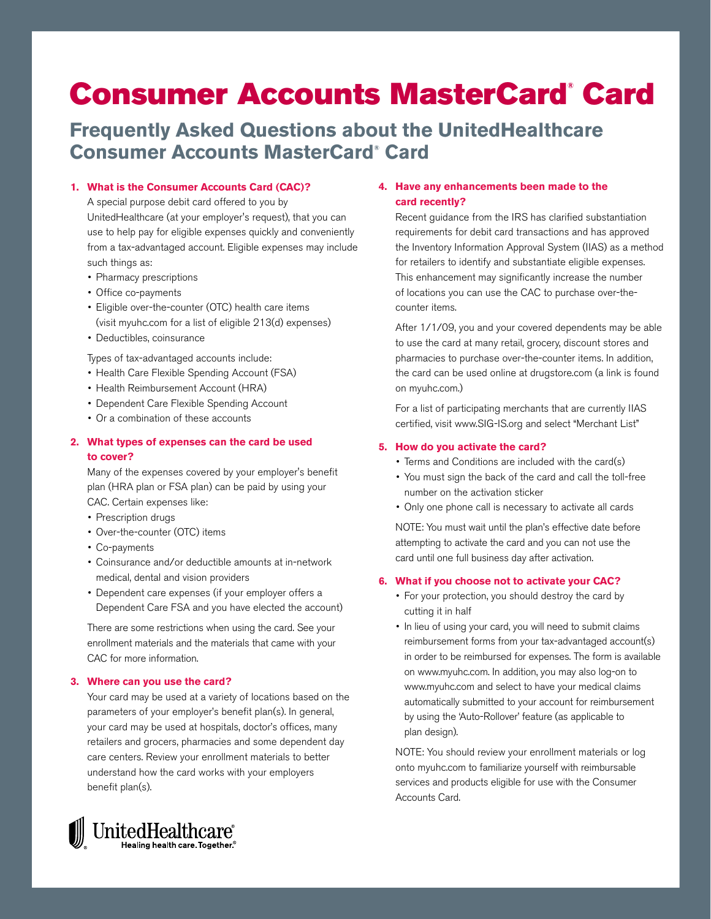# Consumer Accounts MasterCard® Card

## Frequently Asked Questions about the UnitedHealthcare Consumer Accounts MasterCard® Card

**1. What is the Consumer Accounts Card (CAC)?**

A special purpose debit card offered to you by UnitedHealthcare (at your employer's request), that you can use to help pay for eligible expenses quickly and conveniently from a tax-advantaged account. Eligible expenses may include such things as:

- Pharmacy prescriptions
- Office co-payments
- Eligible over-the-counter (OTC) health care items (visit myuhc.com for a list of eligible 213(d) expenses)
- Deductibles, coinsurance

Types of tax-advantaged accounts include:

- Health Care Flexible Spending Account (FSA)
- Health Reimbursement Account (HRA)
- Dependent Care Flexible Spending Account
- Or a combination of these accounts

**2. What types of expenses can the card be used to cover?**

Many of the expenses covered by your employer's benefit plan (HRA plan or FSA plan) can be paid by using your CAC. Certain expenses like:

- Prescription drugs
- Over-the-counter (OTC) items
- Co-payments
- Coinsurance and/or deductible amounts at in-network medical, dental and vision providers
- Dependent care expenses (if your employer offers a Dependent Care FSA and you have elected the account)

There are some restrictions when using the card. See your enrollment materials and the materials that came with your CAC for more information.

**3. Where can you use the card?**

Your card may be used at a variety of locations based on the parameters of your employer's benefit plan(s). In general, your card may be used at hospitals, doctor's offices, many retailers and grocers, pharmacies and some dependent day care centers. Review your enrollment materials to better understand how the card works with your employers benefit plan(s).

**4. Have any enhancements been made to the card recently?**

Recent guidance from the IRS has clarified substantiation requirements for debit card transactions and has approved the Inventory Information Approval System (IIAS) as a method for retailers to identify and substantiate eligible expenses. This enhancement may significantly increase the number of locations you can use the CAC to purchase over-the-counter items.

After 1/1/09, you and your covered dependents may be able to use the card at many retail, grocery, discount stores and pharmacies to purchase over-the-counter items. In addition, the card can be used online at drugstore.com (a link is found on myuhc.com.)

For a list of participating merchants that are currently IIAS certified, visit www.SIG-IS.org and select "Merchant List"

**5. How do you activate the card?**

- Terms and Conditions are included with the card(s)
- You must sign the back of the card and call the toll-free number on the activation sticker
- Only one phone call is necessary to activate all cards

NOTE: You must wait until the plan's effective date before attempting to activate the card and you can not use the card until one full business day after activation.

**6. What if you choose not to activate your CAC?**

- For your protection, you should destroy the card by cutting it in half
- In lieu of using your card, you will need to submit claims reimbursement forms from your tax-advantaged account(s) in order to be reimbursed for expenses. The form is available on www.myuhc.com. In addition, you may also log-on to www.myuhc.com and select to have your medical claims automatically submitted to your account for reimbursement by using the 'Auto-Rollover' feature (as applicable to plan design).

NOTE: You should review your enrollment materials or log onto myuhc.com to familiarize yourself with reimbursable services and products eligible for use with the Consumer Accounts Card.

UnitedHealthcare®
Healing health care. Together.®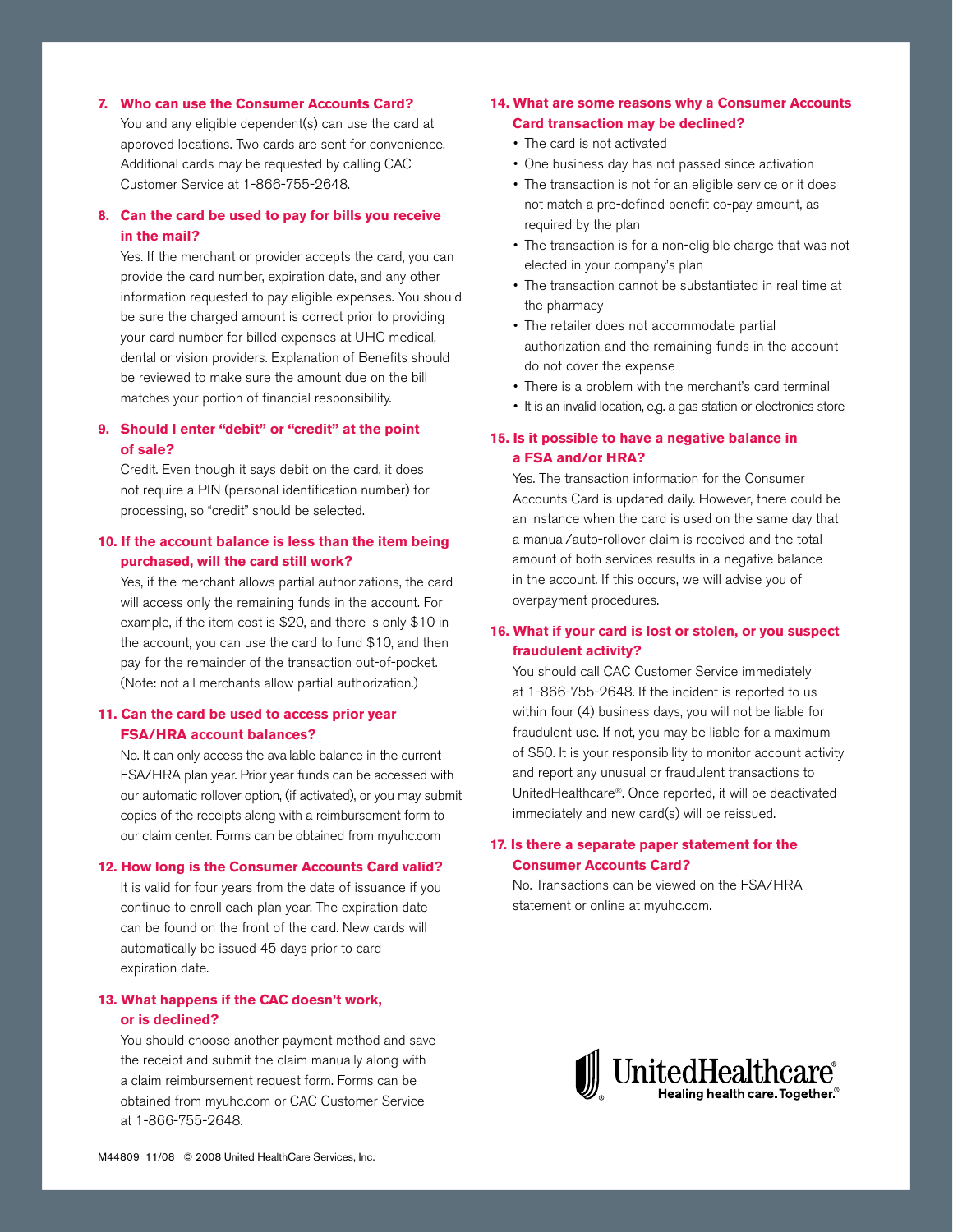**7. Who can use the Consumer Accounts Card?**

You and any eligible dependent(s) can use the card at approved locations. Two cards are sent for convenience. Additional cards may be requested by calling CAC Customer Service at 1-866-755-2648.

**8. Can the card be used to pay for bills you receive in the mail?**

Yes. If the merchant or provider accepts the card, you can provide the card number, expiration date, and any other information requested to pay eligible expenses. You should be sure the charged amount is correct prior to providing your card number for billed expenses at UHC medical, dental or vision providers. Explanation of Benefits should be reviewed to make sure the amount due on the bill matches your portion of financial responsibility.

**9. Should I enter "debit" or "credit" at the point of sale?**

Credit. Even though it says debit on the card, it does not require a PIN (personal identification number) for processing, so "credit" should be selected.

**10. If the account balance is less than the item being purchased, will the card still work?**

Yes, if the merchant allows partial authorizations, the card will access only the remaining funds in the account. For example, if the item cost is $20, and there is only $10 in the account, you can use the card to fund $10, and then pay for the remainder of the transaction out-of-pocket. (Note: not all merchants allow partial authorization.)

**11. Can the card be used to access prior year FSA/HRA account balances?**

No. It can only access the available balance in the current FSA/HRA plan year. Prior year funds can be accessed with our automatic rollover option, (if activated), or you may submit copies of the receipts along with a reimbursement form to our claim center. Forms can be obtained from myuhc.com

**12. How long is the Consumer Accounts Card valid?**

It is valid for four years from the date of issuance if you continue to enroll each plan year. The expiration date can be found on the front of the card. New cards will automatically be issued 45 days prior to card expiration date.

**13. What happens if the CAC doesn't work, or is declined?**

You should choose another payment method and save the receipt and submit the claim manually along with a claim reimbursement request form. Forms can be obtained from myuhc.com or CAC Customer Service at 1-866-755-2648.

**14. What are some reasons why a Consumer Accounts Card transaction may be declined?**

- The card is not activated
- One business day has not passed since activation
- The transaction is not for an eligible service or it does not match a pre-defined benefit co-pay amount, as required by the plan
- The transaction is for a non-eligible charge that was not elected in your company's plan
- The transaction cannot be substantiated in real time at the pharmacy
- The retailer does not accommodate partial authorization and the remaining funds in the account do not cover the expense
- There is a problem with the merchant's card terminal
- It is an invalid location, e.g. a gas station or electronics store

**15. Is it possible to have a negative balance in a FSA and/or HRA?**

Yes. The transaction information for the Consumer Accounts Card is updated daily. However, there could be an instance when the card is used on the same day that a manual/auto-rollover claim is received and the total amount of both services results in a negative balance in the account. If this occurs, we will advise you of overpayment procedures.

**16. What if your card is lost or stolen, or you suspect fraudulent activity?**

You should call CAC Customer Service immediately at 1-866-755-2648. If the incident is reported to us within four (4) business days, you will not be liable for fraudulent use. If not, you may be liable for a maximum of $50. It is your responsibility to monitor account activity and report any unusual or fraudulent transactions to UnitedHealthcare®. Once reported, it will be deactivated immediately and new card(s) will be reissued.

**17. Is there a separate paper statement for the Consumer Accounts Card?**

No. Transactions can be viewed on the FSA/HRA statement or online at myuhc.com.

UnitedHealthcare®
Healing health care. Together.®

M44809 11/08 © 2008 United HealthCare Services, Inc.